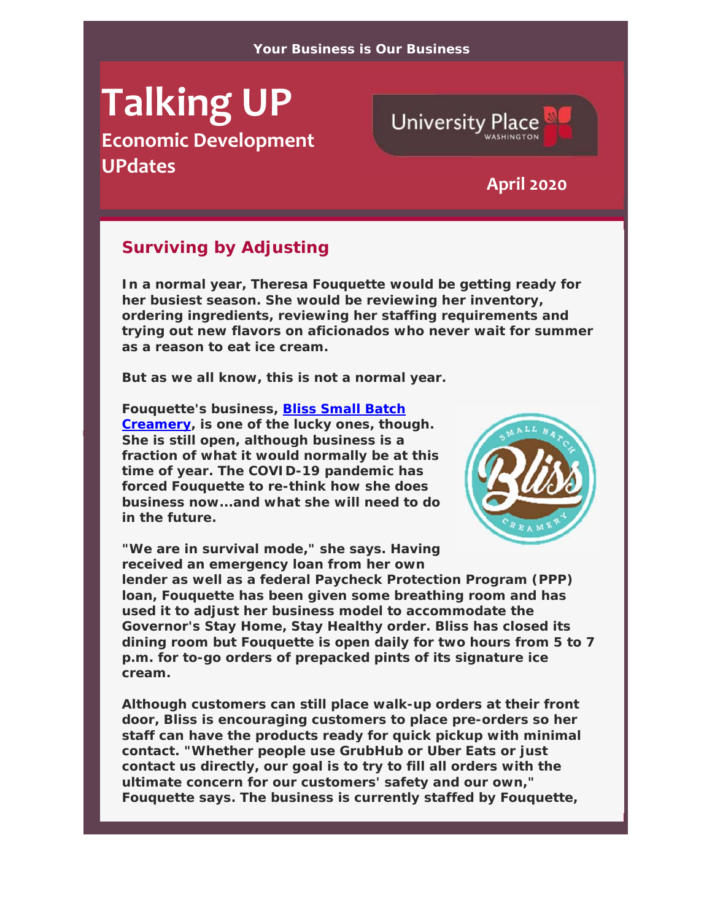Your Business is Our Business

# Talking UP

## Economic Development UPdates

University Place WASHINGTON

**April 2020**

## Surviving by Adjusting

**In a normal year, Theresa Fouquette would be getting ready for her busiest season. She would be reviewing her inventory, ordering ingredients, reviewing her staffing requirements and trying out new flavors on aficionados who never wait for summer as a reason to eat ice cream.**

**But as we all know, this is not a normal year.**

**Fouquette's business, [Bliss Small Batch Creamery](), is one of the lucky ones, though. She is still open, although business is a fraction of what it would normally be at this time of year. The COVID-19 pandemic has forced Fouquette to re-think how she does business now...and what she will need to do in the future.**

**"We are in survival mode," she says. Having received an emergency loan from her own lender as well as a federal Paycheck Protection Program (PPP) loan, Fouquette has been given some breathing room and has used it to adjust her business model to accommodate the Governor's Stay Home, Stay Healthy order. Bliss has closed its dining room but Fouquette is open daily for two hours from 5 to 7 p.m. for to-go orders of prepacked pints of its signature ice cream.**

**Although customers can still place walk-up orders at their front door, Bliss is encouraging customers to place pre-orders so her staff can have the products ready for quick pickup with minimal contact. "Whether people use GrubHub or Uber Eats or just contact us directly, our goal is to try to fill all orders with the ultimate concern for our customers' safety and our own," Fouquette says. The business is currently staffed by Fouquette,**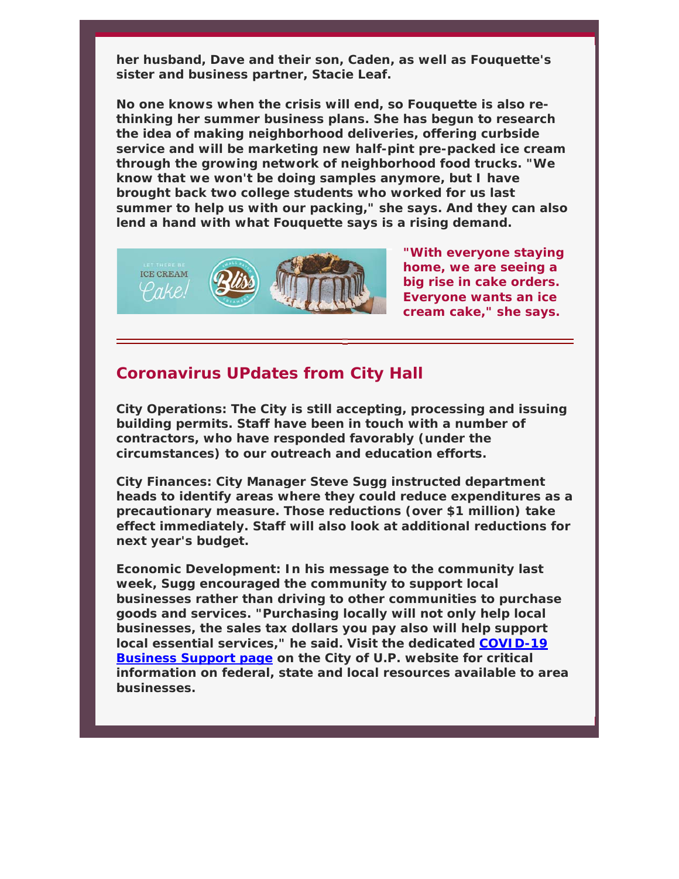**her husband, Dave and their son, Caden, as well as Fouquette's sister and business partner, Stacie Leaf.**

**No one knows when the crisis will end, so Fouquette is also re-thinking her summer business plans. She has begun to research the idea of making neighborhood deliveries, offering curbside service and will be marketing new half-pint pre-packed ice cream through the growing network of neighborhood food trucks. "We know that we won't be doing samples anymore, but I have brought back two college students who worked for us last summer to help us with our packing," she says. And they can also lend a hand with what Fouquette says is a rising demand.**

**"With everyone staying home, we are seeing a big rise in cake orders. Everyone wants an ice cream cake," she says.**

---

## Coronavirus UPdates from City Hall

**City Operations: The City is still accepting, processing and issuing building permits. Staff have been in touch with a number of contractors, who have responded favorably (under the circumstances) to our outreach and education efforts.**

**City Finances: City Manager Steve Sugg instructed department heads to identify areas where they could reduce expenditures as a precautionary measure. Those reductions (over $1 million) take effect immediately. Staff will also look at additional reductions for next year's budget.**

**Economic Development: In his message to the community last week, Sugg encouraged the community to support local businesses rather than driving to other communities to purchase goods and services. "Purchasing locally will not only help local businesses, the sales tax dollars you pay also will help support local essential services," he said. Visit the dedicated COVID-19 Business Support page on the City of U.P. website for critical information on federal, state and local resources available to area businesses.**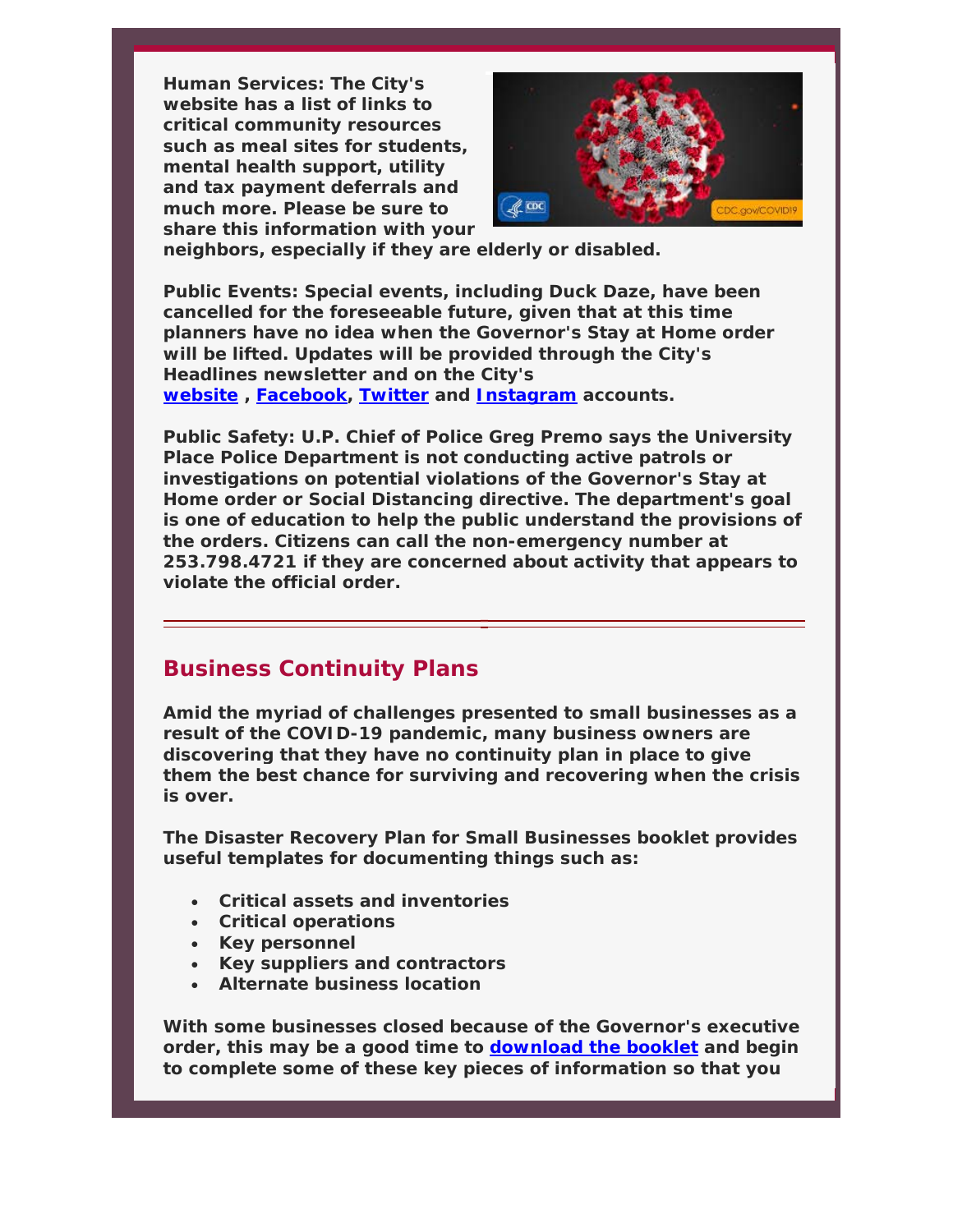**Human Services: The City's website has a list of links to critical community resources such as meal sites for students, mental health support, utility and tax payment deferrals and much more. Please be sure to share this information with your neighbors, especially if they are elderly or disabled.**

**Public Events: Special events, including Duck Daze, have been cancelled for the foreseeable future, given that at this time planners have no idea when the Governor's Stay at Home order will be lifted. Updates will be provided through the City's Headlines newsletter and on the City's website , Facebook, Twitter and Instagram accounts.**

**Public Safety: U.P. Chief of Police Greg Premo says the University Place Police Department is not conducting active patrols or investigations on potential violations of the Governor's Stay at Home order or Social Distancing directive. The department's goal is one of education to help the public understand the provisions of the orders. Citizens can call the non-emergency number at 253.798.4721 if they are concerned about activity that appears to violate the official order.**

## Business Continuity Plans

**Amid the myriad of challenges presented to small businesses as a result of the COVID-19 pandemic, many business owners are discovering that they have no continuity plan in place to give them the best chance for surviving and recovering when the crisis is over.**

**The Disaster Recovery Plan for Small Businesses booklet provides useful templates for documenting things such as:**

- **Critical assets and inventories**
- **Critical operations**
- **Key personnel**
- **Key suppliers and contractors**
- **Alternate business location**

**With some businesses closed because of the Governor's executive order, this may be a good time to download the booklet and begin to complete some of these key pieces of information so that you**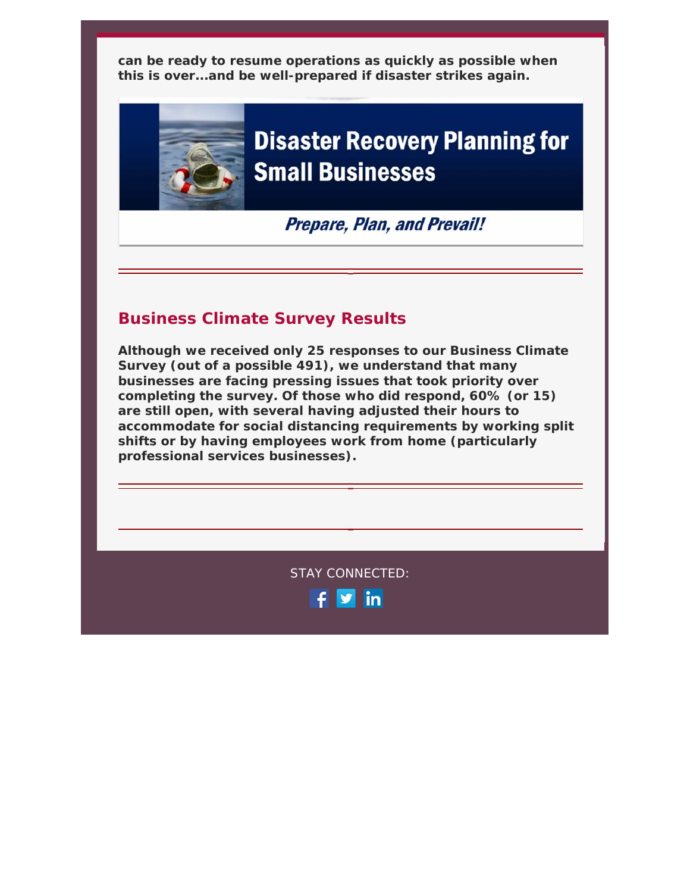**can be ready to resume operations as quickly as possible when this is over...and be well-prepared if disaster strikes again.**

Disaster Recovery Planning for Small Businesses

*Prepare, Plan, and Prevail!*

## Business Climate Survey Results

**Although we received only 25 responses to our Business Climate Survey (out of a possible 491), we understand that many businesses are facing pressing issues that took priority over completing the survey. Of those who did respond, 60% (or 15) are still open, with several having adjusted their hours to accommodate for social distancing requirements by working split shifts or by having employees work from home (particularly professional services businesses).**

STAY CONNECTED: